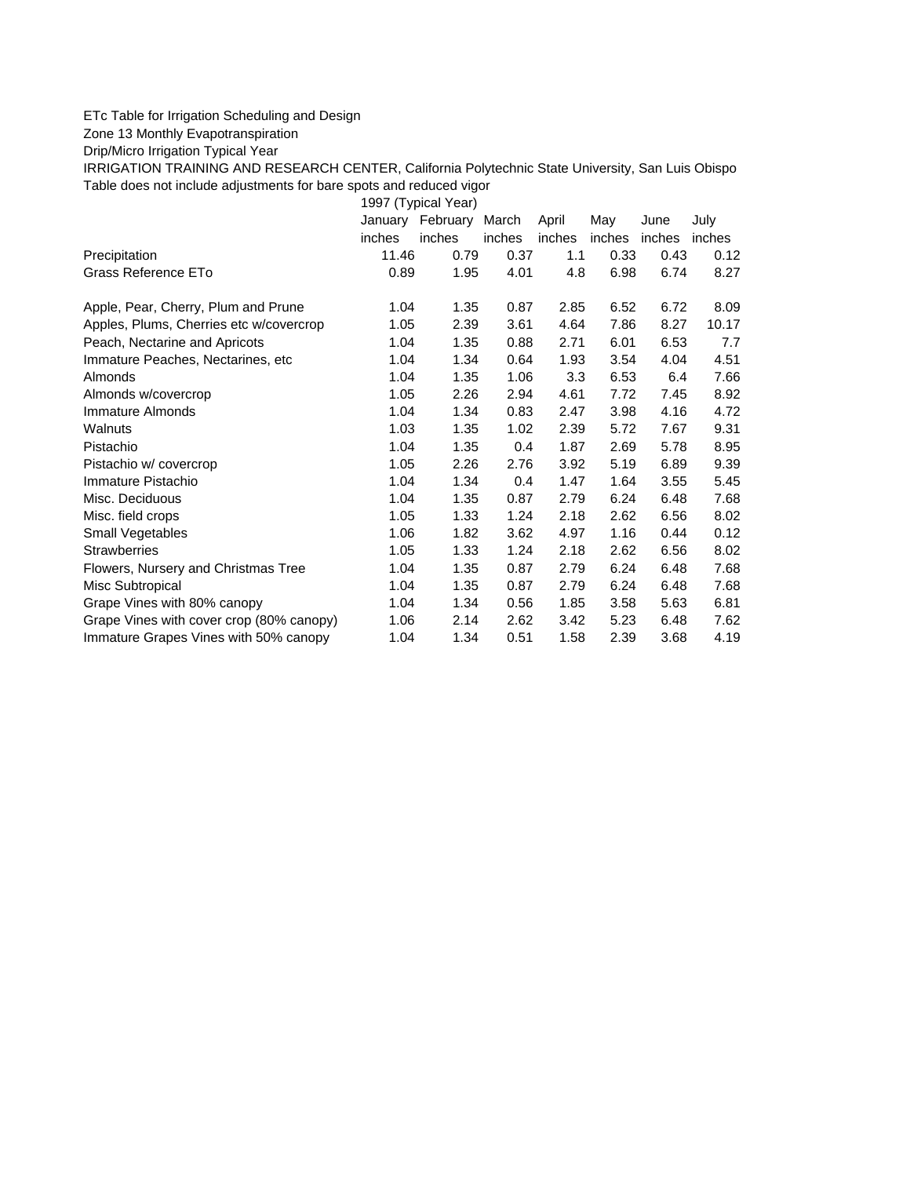ETc Table for Irrigation Scheduling and Design

Zone 13 Monthly Evapotranspiration

Drip/Micro Irrigation Typical Year

IRRIGATION TRAINING AND RESEARCH CENTER, California Polytechnic State University, San Luis Obispo

Table does not include adjustments for bare spots and reduced vigor

| | 1997 (Typical Year) | | | | | | |
|---|---|---|---|---|---|---|---|
| | January | February | March | April | May | June | July |
| | inches | inches | inches | inches | inches | inches | inches |
| Precipitation | 11.46 | 0.79 | 0.37 | 1.1 | 0.33 | 0.43 | 0.12 |
| Grass Reference ETo | 0.89 | 1.95 | 4.01 | 4.8 | 6.98 | 6.74 | 8.27 |
| | | | | | | | |
| Apple, Pear, Cherry, Plum and Prune | 1.04 | 1.35 | 0.87 | 2.85 | 6.52 | 6.72 | 8.09 |
| Apples, Plums, Cherries etc w/covercrop | 1.05 | 2.39 | 3.61 | 4.64 | 7.86 | 8.27 | 10.17 |
| Peach, Nectarine and Apricots | 1.04 | 1.35 | 0.88 | 2.71 | 6.01 | 6.53 | 7.7 |
| Immature Peaches, Nectarines, etc | 1.04 | 1.34 | 0.64 | 1.93 | 3.54 | 4.04 | 4.51 |
| Almonds | 1.04 | 1.35 | 1.06 | 3.3 | 6.53 | 6.4 | 7.66 |
| Almonds w/covercrop | 1.05 | 2.26 | 2.94 | 4.61 | 7.72 | 7.45 | 8.92 |
| Immature Almonds | 1.04 | 1.34 | 0.83 | 2.47 | 3.98 | 4.16 | 4.72 |
| Walnuts | 1.03 | 1.35 | 1.02 | 2.39 | 5.72 | 7.67 | 9.31 |
| Pistachio | 1.04 | 1.35 | 0.4 | 1.87 | 2.69 | 5.78 | 8.95 |
| Pistachio w/ covercrop | 1.05 | 2.26 | 2.76 | 3.92 | 5.19 | 6.89 | 9.39 |
| Immature Pistachio | 1.04 | 1.34 | 0.4 | 1.47 | 1.64 | 3.55 | 5.45 |
| Misc. Deciduous | 1.04 | 1.35 | 0.87 | 2.79 | 6.24 | 6.48 | 7.68 |
| Misc. field crops | 1.05 | 1.33 | 1.24 | 2.18 | 2.62 | 6.56 | 8.02 |
| Small Vegetables | 1.06 | 1.82 | 3.62 | 4.97 | 1.16 | 0.44 | 0.12 |
| Strawberries | 1.05 | 1.33 | 1.24 | 2.18 | 2.62 | 6.56 | 8.02 |
| Flowers, Nursery and Christmas Tree | 1.04 | 1.35 | 0.87 | 2.79 | 6.24 | 6.48 | 7.68 |
| Misc Subtropical | 1.04 | 1.35 | 0.87 | 2.79 | 6.24 | 6.48 | 7.68 |
| Grape Vines with 80% canopy | 1.04 | 1.34 | 0.56 | 1.85 | 3.58 | 5.63 | 6.81 |
| Grape Vines with cover crop (80% canopy) | 1.06 | 2.14 | 2.62 | 3.42 | 5.23 | 6.48 | 7.62 |
| Immature Grapes Vines with 50% canopy | 1.04 | 1.34 | 0.51 | 1.58 | 2.39 | 3.68 | 4.19 |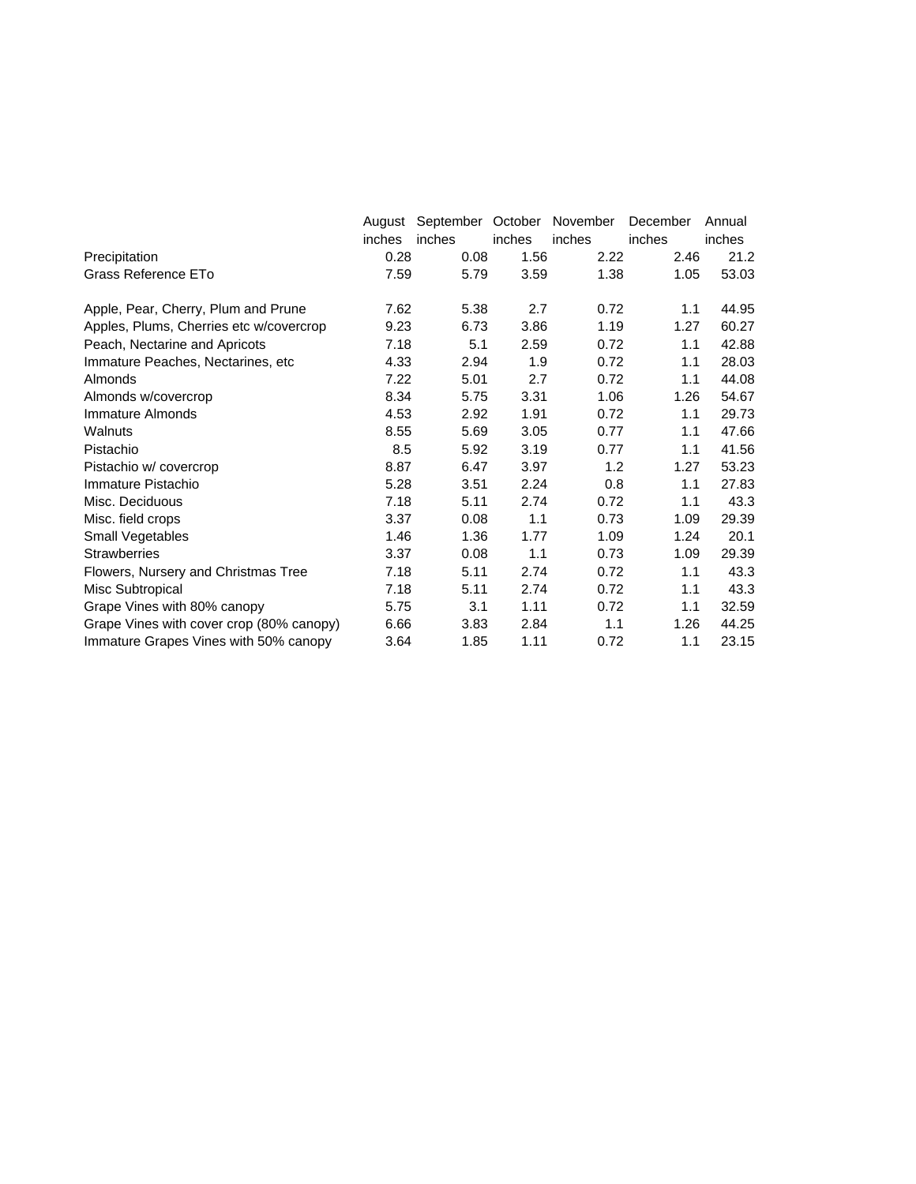| | August inches | September inches | October inches | November inches | December inches | Annual inches |
|---|---|---|---|---|---|---|
| Precipitation | 0.28 | 0.08 | 1.56 | 2.22 | 2.46 | 21.2 |
| Grass Reference ETo | 7.59 | 5.79 | 3.59 | 1.38 | 1.05 | 53.03 |
| | | | | | | |
| Apple, Pear, Cherry, Plum and Prune | 7.62 | 5.38 | 2.7 | 0.72 | 1.1 | 44.95 |
| Apples, Plums, Cherries etc w/covercrop | 9.23 | 6.73 | 3.86 | 1.19 | 1.27 | 60.27 |
| Peach, Nectarine and Apricots | 7.18 | 5.1 | 2.59 | 0.72 | 1.1 | 42.88 |
| Immature Peaches, Nectarines, etc | 4.33 | 2.94 | 1.9 | 0.72 | 1.1 | 28.03 |
| Almonds | 7.22 | 5.01 | 2.7 | 0.72 | 1.1 | 44.08 |
| Almonds w/covercrop | 8.34 | 5.75 | 3.31 | 1.06 | 1.26 | 54.67 |
| Immature Almonds | 4.53 | 2.92 | 1.91 | 0.72 | 1.1 | 29.73 |
| Walnuts | 8.55 | 5.69 | 3.05 | 0.77 | 1.1 | 47.66 |
| Pistachio | 8.5 | 5.92 | 3.19 | 0.77 | 1.1 | 41.56 |
| Pistachio w/ covercrop | 8.87 | 6.47 | 3.97 | 1.2 | 1.27 | 53.23 |
| Immature Pistachio | 5.28 | 3.51 | 2.24 | 0.8 | 1.1 | 27.83 |
| Misc. Deciduous | 7.18 | 5.11 | 2.74 | 0.72 | 1.1 | 43.3 |
| Misc. field crops | 3.37 | 0.08 | 1.1 | 0.73 | 1.09 | 29.39 |
| Small Vegetables | 1.46 | 1.36 | 1.77 | 1.09 | 1.24 | 20.1 |
| Strawberries | 3.37 | 0.08 | 1.1 | 0.73 | 1.09 | 29.39 |
| Flowers, Nursery and Christmas Tree | 7.18 | 5.11 | 2.74 | 0.72 | 1.1 | 43.3 |
| Misc Subtropical | 7.18 | 5.11 | 2.74 | 0.72 | 1.1 | 43.3 |
| Grape Vines with 80% canopy | 5.75 | 3.1 | 1.11 | 0.72 | 1.1 | 32.59 |
| Grape Vines with cover crop (80% canopy) | 6.66 | 3.83 | 2.84 | 1.1 | 1.26 | 44.25 |
| Immature Grapes Vines with 50% canopy | 3.64 | 1.85 | 1.11 | 0.72 | 1.1 | 23.15 |